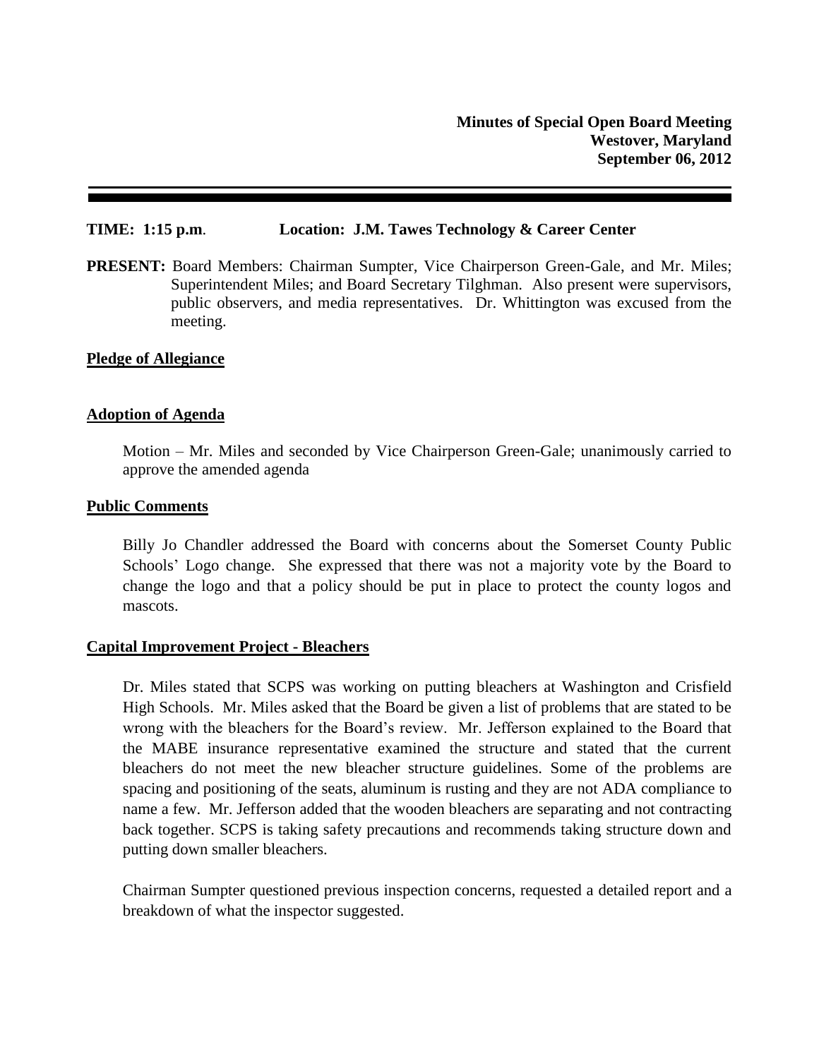**Minutes of Special Open Board Meeting**
**Westover, Maryland**
**September 06, 2012**

---

**TIME: 1:15 p.m.** **Location: J.M. Tawes Technology & Career Center**

**PRESENT:** Board Members: Chairman Sumpter, Vice Chairperson Green-Gale, and Mr. Miles; Superintendent Miles; and Board Secretary Tilghman. Also present were supervisors, public observers, and media representatives. Dr. Whittington was excused from the meeting.

**Pledge of Allegiance**

**Adoption of Agenda**

Motion – Mr. Miles and seconded by Vice Chairperson Green-Gale; unanimously carried to approve the amended agenda

**Public Comments**

Billy Jo Chandler addressed the Board with concerns about the Somerset County Public Schools' Logo change. She expressed that there was not a majority vote by the Board to change the logo and that a policy should be put in place to protect the county logos and mascots.

**Capital Improvement Project - Bleachers**

Dr. Miles stated that SCPS was working on putting bleachers at Washington and Crisfield High Schools. Mr. Miles asked that the Board be given a list of problems that are stated to be wrong with the bleachers for the Board's review. Mr. Jefferson explained to the Board that the MABE insurance representative examined the structure and stated that the current bleachers do not meet the new bleacher structure guidelines. Some of the problems are spacing and positioning of the seats, aluminum is rusting and they are not ADA compliance to name a few. Mr. Jefferson added that the wooden bleachers are separating and not contracting back together. SCPS is taking safety precautions and recommends taking structure down and putting down smaller bleachers.

Chairman Sumpter questioned previous inspection concerns, requested a detailed report and a breakdown of what the inspector suggested.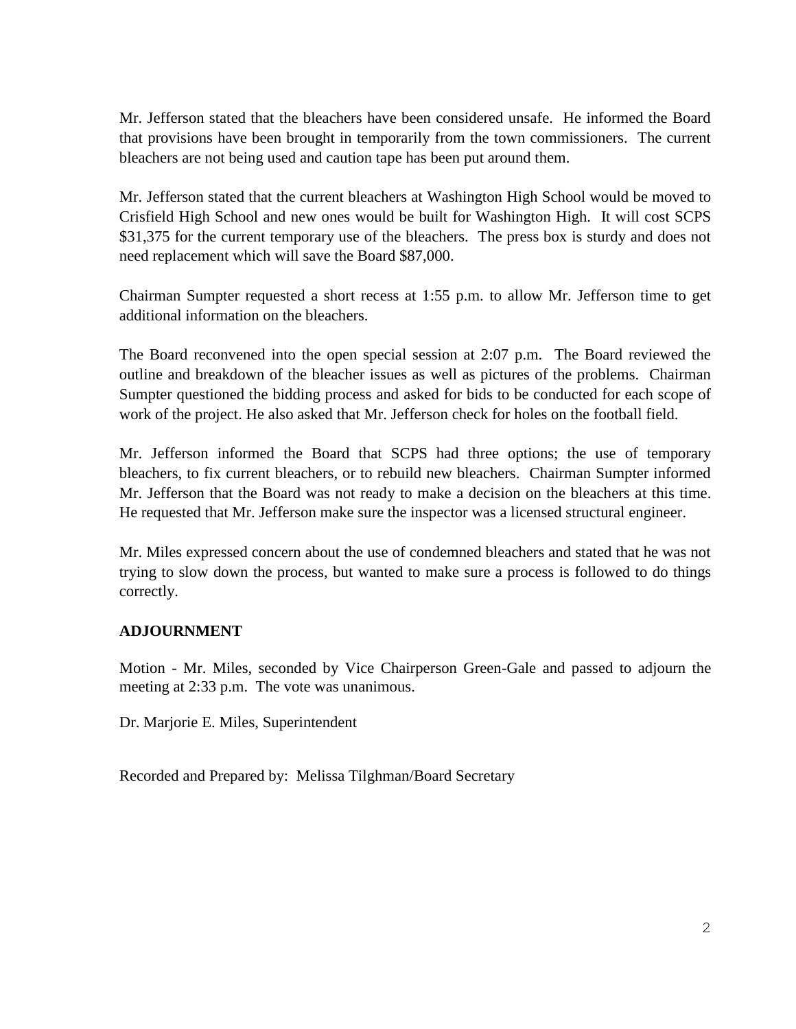Mr. Jefferson stated that the bleachers have been considered unsafe. He informed the Board that provisions have been brought in temporarily from the town commissioners. The current bleachers are not being used and caution tape has been put around them.

Mr. Jefferson stated that the current bleachers at Washington High School would be moved to Crisfield High School and new ones would be built for Washington High. It will cost SCPS $31,375 for the current temporary use of the bleachers. The press box is sturdy and does not need replacement which will save the Board $87,000.

Chairman Sumpter requested a short recess at 1:55 p.m. to allow Mr. Jefferson time to get additional information on the bleachers.

The Board reconvened into the open special session at 2:07 p.m. The Board reviewed the outline and breakdown of the bleacher issues as well as pictures of the problems. Chairman Sumpter questioned the bidding process and asked for bids to be conducted for each scope of work of the project. He also asked that Mr. Jefferson check for holes on the football field.

Mr. Jefferson informed the Board that SCPS had three options; the use of temporary bleachers, to fix current bleachers, or to rebuild new bleachers. Chairman Sumpter informed Mr. Jefferson that the Board was not ready to make a decision on the bleachers at this time. He requested that Mr. Jefferson make sure the inspector was a licensed structural engineer.

Mr. Miles expressed concern about the use of condemned bleachers and stated that he was not trying to slow down the process, but wanted to make sure a process is followed to do things correctly.

**ADJOURNMENT**

Motion - Mr. Miles, seconded by Vice Chairperson Green-Gale and passed to adjourn the meeting at 2:33 p.m. The vote was unanimous.

Dr. Marjorie E. Miles, Superintendent

Recorded and Prepared by: Melissa Tilghman/Board Secretary